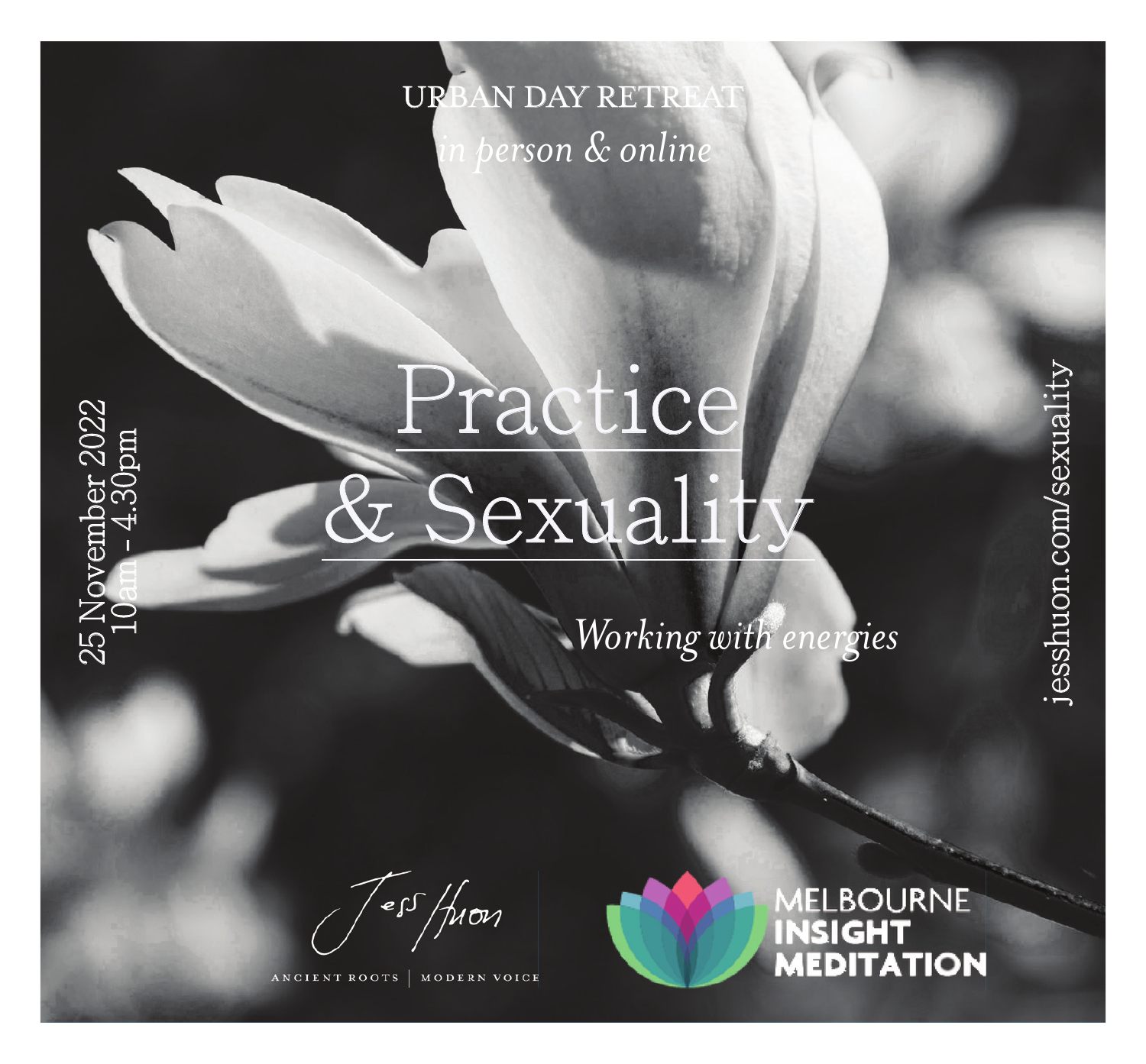URBAN DAY RETREAT

*in person & online*

# Practice & Sexuality

*Working with energies*

25 November 2022
10am - 4.30pm

jesshuon.com/sexuality

Jess Huon

ANCIENT ROOTS | MODERN VOICE

MELBOURNE INSIGHT MEDITATION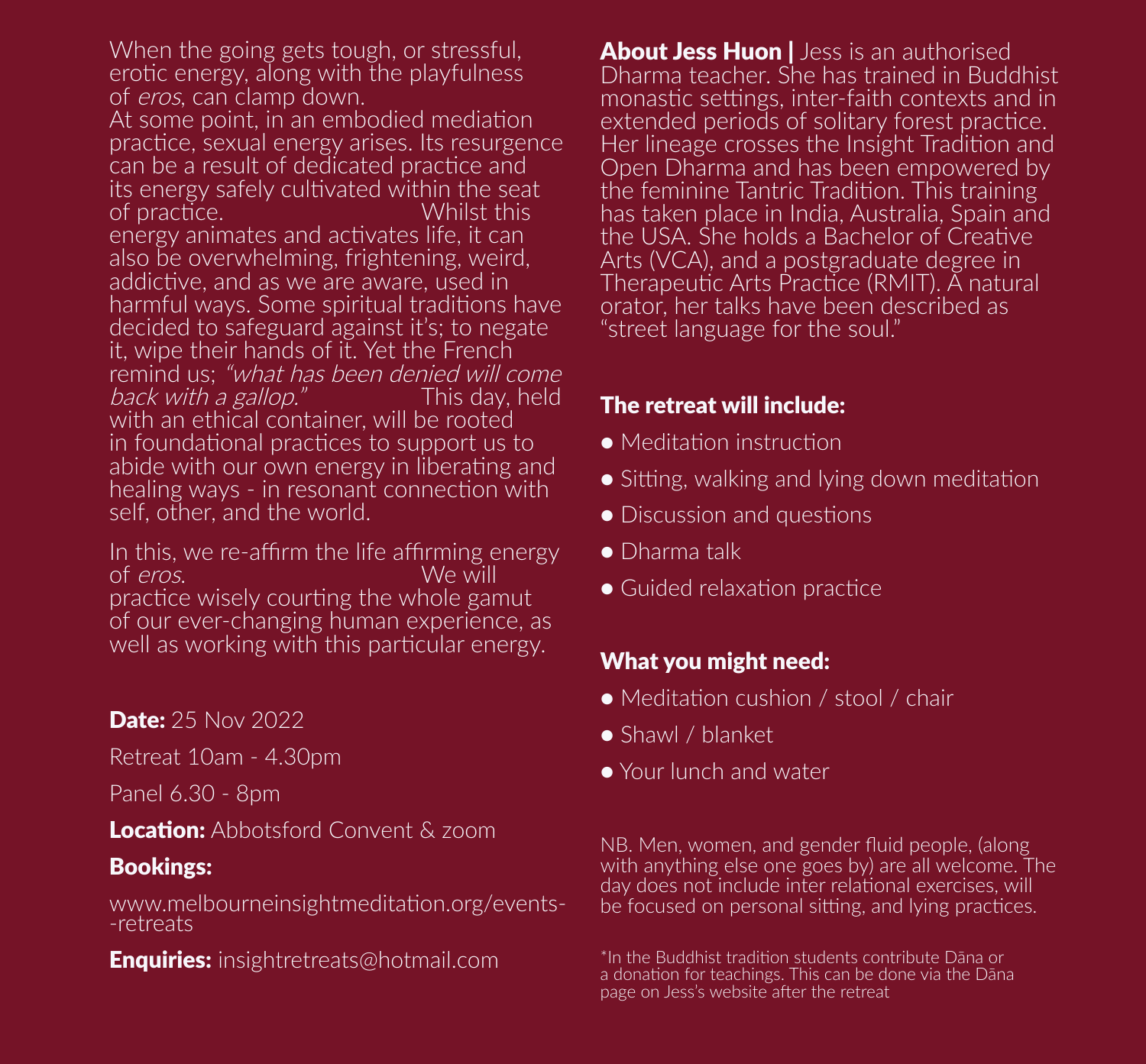When the going gets tough, or stressful, erotic energy, along with the playfulness of *eros*, can clamp down.
At some point, in an embodied mediation practice, sexual energy arises. Its resurgence can be a result of dedicated practice and its energy safely cultivated within the seat of practice. Whilst this energy animates and activates life, it can also be overwhelming, frightening, weird, addictive, and as we are aware, used in harmful ways. Some spiritual traditions have decided to safeguard against it's; to negate it, wipe their hands of it. Yet the French remind us; *"what has been denied will come back with a gallop."* This day, held with an ethical container, will be rooted in foundational practices to support us to abide with our own energy in liberating and healing ways - in resonant connection with self, other, and the world.

In this, we re-affirm the life affirming energy of *eros*. We will practice wisely courting the whole gamut of our ever-changing human experience, as well as working with this particular energy.

**Date:** 25 Nov 2022

Retreat 10am - 4.30pm

Panel 6.30 - 8pm

**Location:** Abbotsford Convent & zoom

**Bookings:**

www.melbourneinsightmeditation.org/events--retreats

**Enquiries:** insightretreats@hotmail.com

**About Jess Huon |** Jess is an authorised Dharma teacher. She has trained in Buddhist monastic settings, inter-faith contexts and in extended periods of solitary forest practice. Her lineage crosses the Insight Tradition and Open Dharma and has been empowered by the feminine Tantric Tradition. This training has taken place in India, Australia, Spain and the USA. She holds a Bachelor of Creative Arts (VCA), and a postgraduate degree in Therapeutic Arts Practice (RMIT). A natural orator, her talks have been described as "street language for the soul."

**The retreat will include:**

- Meditation instruction
- Sitting, walking and lying down meditation
- Discussion and questions
- Dharma talk
- Guided relaxation practice

**What you might need:**

- Meditation cushion / stool / chair
- Shawl / blanket
- Your lunch and water

NB. Men, women, and gender fluid people, (along with anything else one goes by) are all welcome. The day does not include inter relational exercises, will be focused on personal sitting, and lying practices.

*In the Buddhist tradition students contribute Dāna or a donation for teachings. This can be done via the Dāna page on Jess's website after the retreat